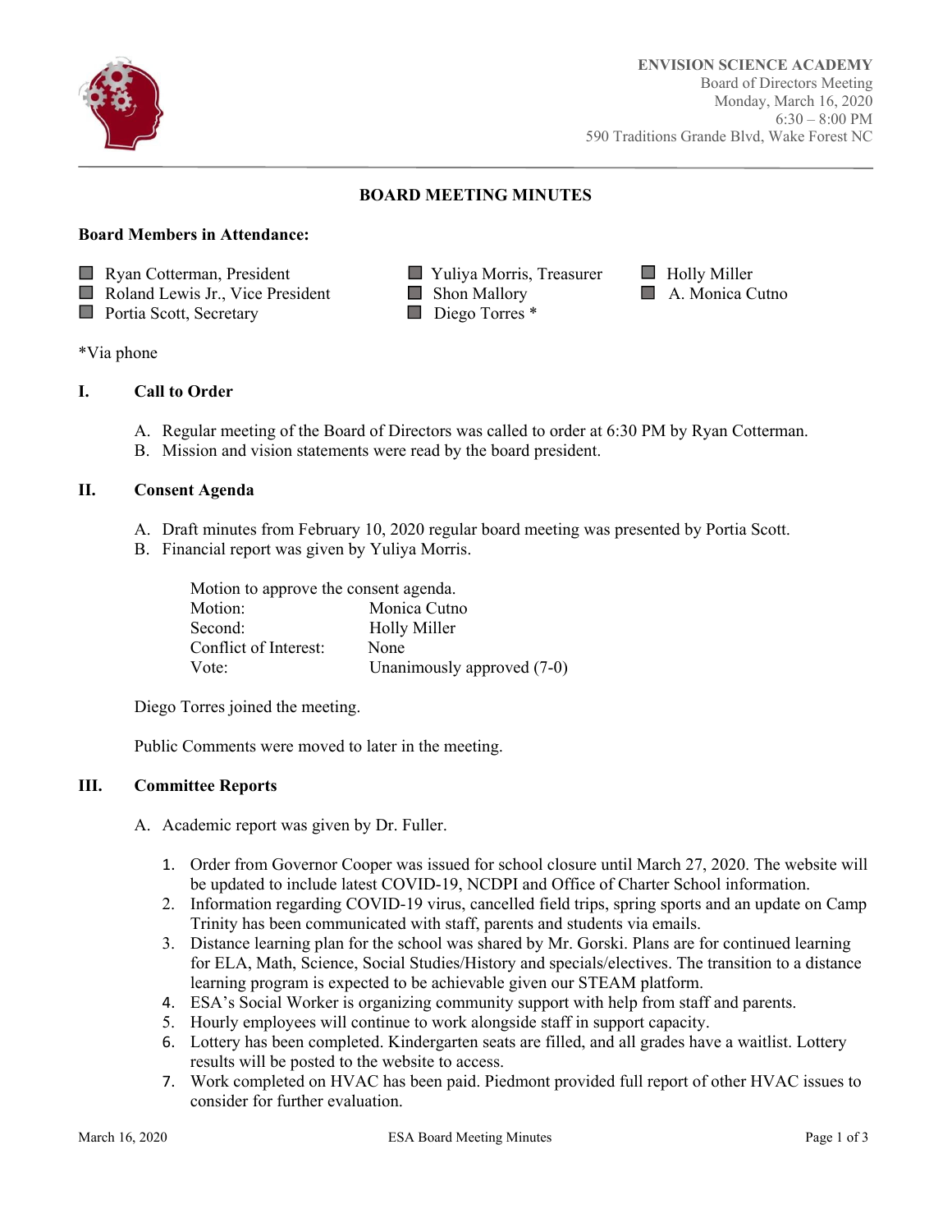**ENVISION SCIENCE ACADEMY**
Board of Directors Meeting
Monday, March 16, 2020
6:30 – 8:00 PM
590 Traditions Grande Blvd, Wake Forest NC

## BOARD MEETING MINUTES

**Board Members in Attendance:**

- ☐ Ryan Cotterman, President
- ☐ Roland Lewis Jr., Vice President
- ☐ Portia Scott, Secretary
- ☐ Yuliya Morris, Treasurer
- ☐ Shon Mallory
- ☐ Diego Torres *
- ☐ Holly Miller
- ☐ A. Monica Cutno

*Via phone

### I. Call to Order

A. Regular meeting of the Board of Directors was called to order at 6:30 PM by Ryan Cotterman.
B. Mission and vision statements were read by the board president.

### II. Consent Agenda

A. Draft minutes from February 10, 2020 regular board meeting was presented by Portia Scott.
B. Financial report was given by Yuliya Morris.

Motion to approve the consent agenda.

| | |
|---|---|
| Motion: | Monica Cutno |
| Second: | Holly Miller |
| Conflict of Interest: | None |
| Vote: | Unanimously approved (7-0) |

Diego Torres joined the meeting.

Public Comments were moved to later in the meeting.

### III. Committee Reports

A. Academic report was given by Dr. Fuller.

1. Order from Governor Cooper was issued for school closure until March 27, 2020. The website will be updated to include latest COVID-19, NCDPI and Office of Charter School information.
2. Information regarding COVID-19 virus, cancelled field trips, spring sports and an update on Camp Trinity has been communicated with staff, parents and students via emails.
3. Distance learning plan for the school was shared by Mr. Gorski. Plans are for continued learning for ELA, Math, Science, Social Studies/History and specials/electives. The transition to a distance learning program is expected to be achievable given our STEAM platform.
4. ESA's Social Worker is organizing community support with help from staff and parents.
5. Hourly employees will continue to work alongside staff in support capacity.
6. Lottery has been completed. Kindergarten seats are filled, and all grades have a waitlist. Lottery results will be posted to the website to access.
7. Work completed on HVAC has been paid. Piedmont provided full report of other HVAC issues to consider for further evaluation.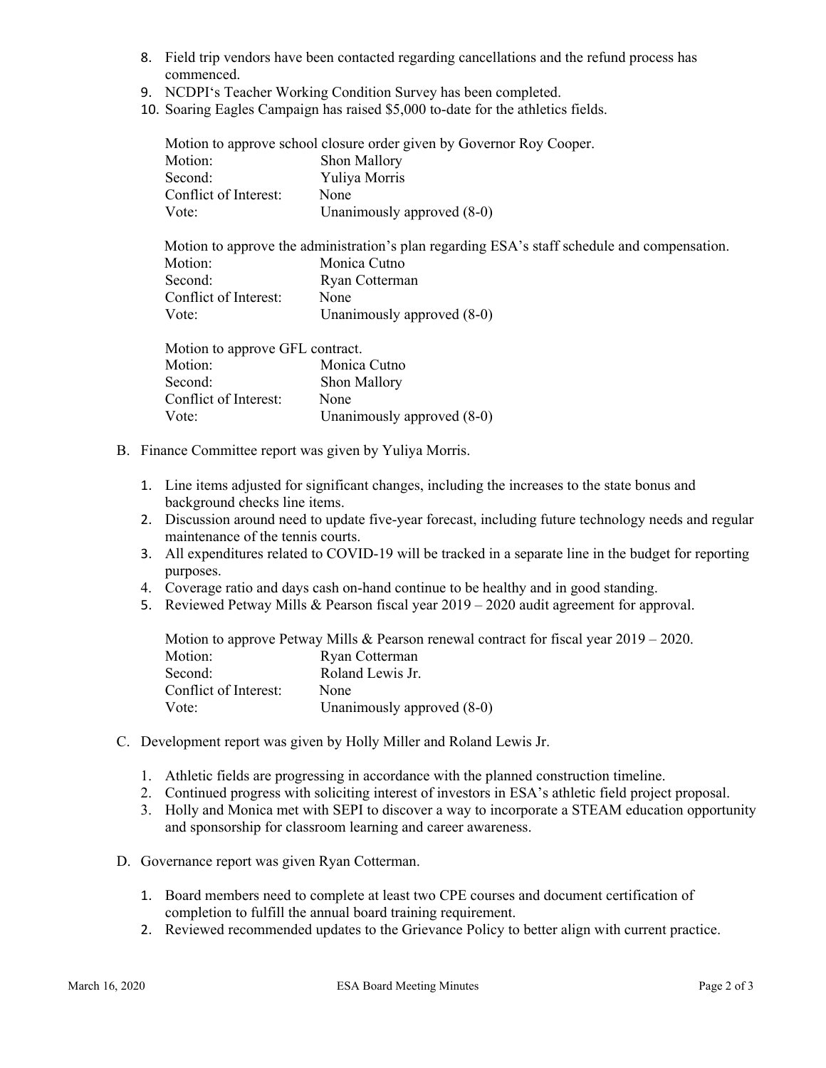8. Field trip vendors have been contacted regarding cancellations and the refund process has commenced.
9. NCDPI's Teacher Working Condition Survey has been completed.
10. Soaring Eagles Campaign has raised $5,000 to-date for the athletics fields.

Motion to approve school closure order given by Governor Roy Cooper.

| | |
|---|---|
| Motion: | Shon Mallory |
| Second: | Yuliya Morris |
| Conflict of Interest: | None |
| Vote: | Unanimously approved (8-0) |

Motion to approve the administration's plan regarding ESA's staff schedule and compensation.

| | |
|---|---|
| Motion: | Monica Cutno |
| Second: | Ryan Cotterman |
| Conflict of Interest: | None |
| Vote: | Unanimously approved (8-0) |

Motion to approve GFL contract.

| | |
|---|---|
| Motion: | Monica Cutno |
| Second: | Shon Mallory |
| Conflict of Interest: | None |
| Vote: | Unanimously approved (8-0) |

B. Finance Committee report was given by Yuliya Morris.

1. Line items adjusted for significant changes, including the increases to the state bonus and background checks line items.
2. Discussion around need to update five-year forecast, including future technology needs and regular maintenance of the tennis courts.
3. All expenditures related to COVID-19 will be tracked in a separate line in the budget for reporting purposes.
4. Coverage ratio and days cash on-hand continue to be healthy and in good standing.
5. Reviewed Petway Mills & Pearson fiscal year 2019 – 2020 audit agreement for approval.

Motion to approve Petway Mills & Pearson renewal contract for fiscal year 2019 – 2020.

| | |
|---|---|
| Motion: | Ryan Cotterman |
| Second: | Roland Lewis Jr. |
| Conflict of Interest: | None |
| Vote: | Unanimously approved (8-0) |

C. Development report was given by Holly Miller and Roland Lewis Jr.

1. Athletic fields are progressing in accordance with the planned construction timeline.
2. Continued progress with soliciting interest of investors in ESA's athletic field project proposal.
3. Holly and Monica met with SEPI to discover a way to incorporate a STEAM education opportunity and sponsorship for classroom learning and career awareness.

D. Governance report was given Ryan Cotterman.

1. Board members need to complete at least two CPE courses and document certification of completion to fulfill the annual board training requirement.
2. Reviewed recommended updates to the Grievance Policy to better align with current practice.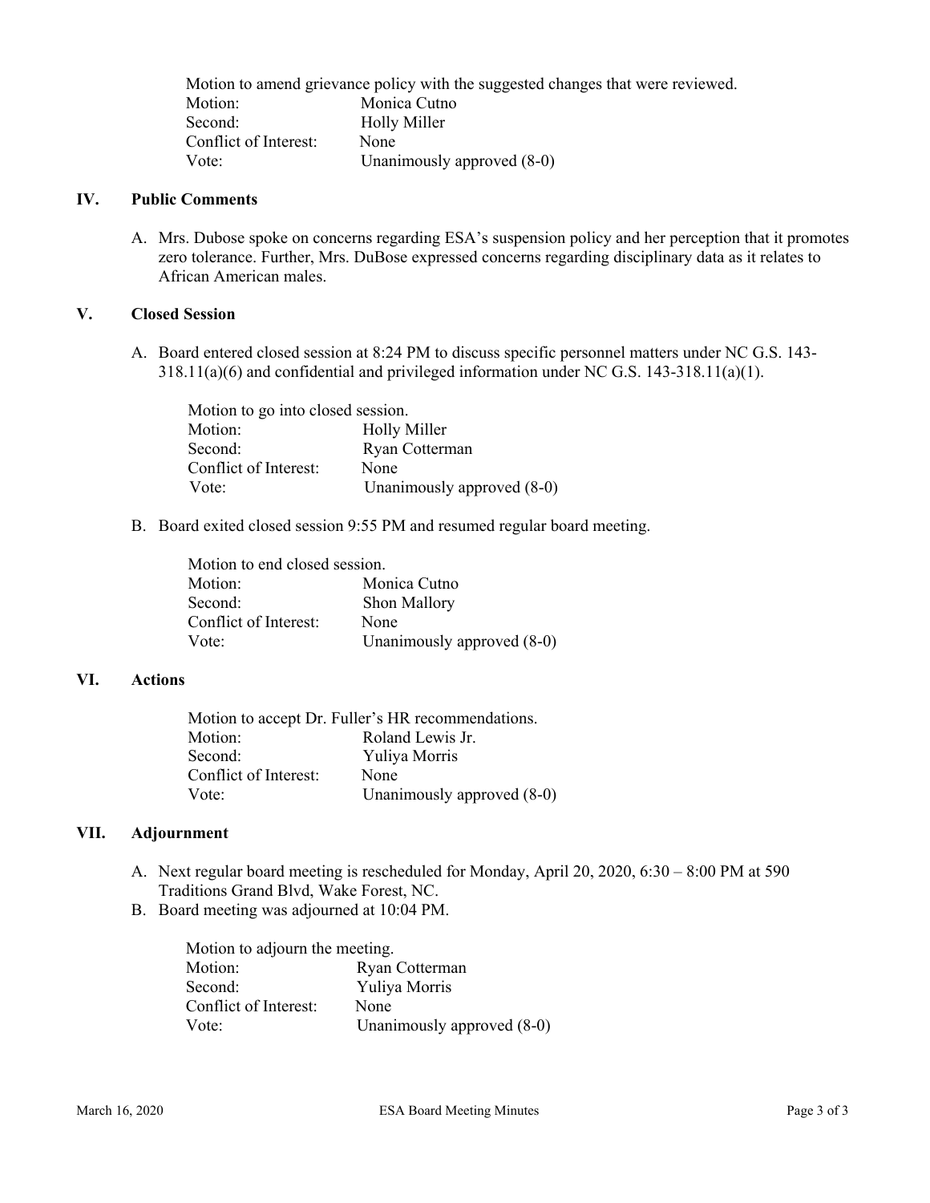Motion to amend grievance policy with the suggested changes that were reviewed.

| | |
|---|---|
| Motion: | Monica Cutno |
| Second: | Holly Miller |
| Conflict of Interest: | None |
| Vote: | Unanimously approved (8-0) |

## IV. Public Comments

A. Mrs. Dubose spoke on concerns regarding ESA's suspension policy and her perception that it promotes zero tolerance. Further, Mrs. DuBose expressed concerns regarding disciplinary data as it relates to African American males.

## V. Closed Session

A. Board entered closed session at 8:24 PM to discuss specific personnel matters under NC G.S. 143-318.11(a)(6) and confidential and privileged information under NC G.S. 143-318.11(a)(1).

Motion to go into closed session.

| | |
|---|---|
| Motion: | Holly Miller |
| Second: | Ryan Cotterman |
| Conflict of Interest: | None |
| Vote: | Unanimously approved (8-0) |

B. Board exited closed session 9:55 PM and resumed regular board meeting.

Motion to end closed session.

| | |
|---|---|
| Motion: | Monica Cutno |
| Second: | Shon Mallory |
| Conflict of Interest: | None |
| Vote: | Unanimously approved (8-0) |

## VI. Actions

Motion to accept Dr. Fuller's HR recommendations.

| | |
|---|---|
| Motion: | Roland Lewis Jr. |
| Second: | Yuliya Morris |
| Conflict of Interest: | None |
| Vote: | Unanimously approved (8-0) |

## VII. Adjournment

A. Next regular board meeting is rescheduled for Monday, April 20, 2020, 6:30 – 8:00 PM at 590 Traditions Grand Blvd, Wake Forest, NC.

B. Board meeting was adjourned at 10:04 PM.

Motion to adjourn the meeting.

| | |
|---|---|
| Motion: | Ryan Cotterman |
| Second: | Yuliya Morris |
| Conflict of Interest: | None |
| Vote: | Unanimously approved (8-0) |